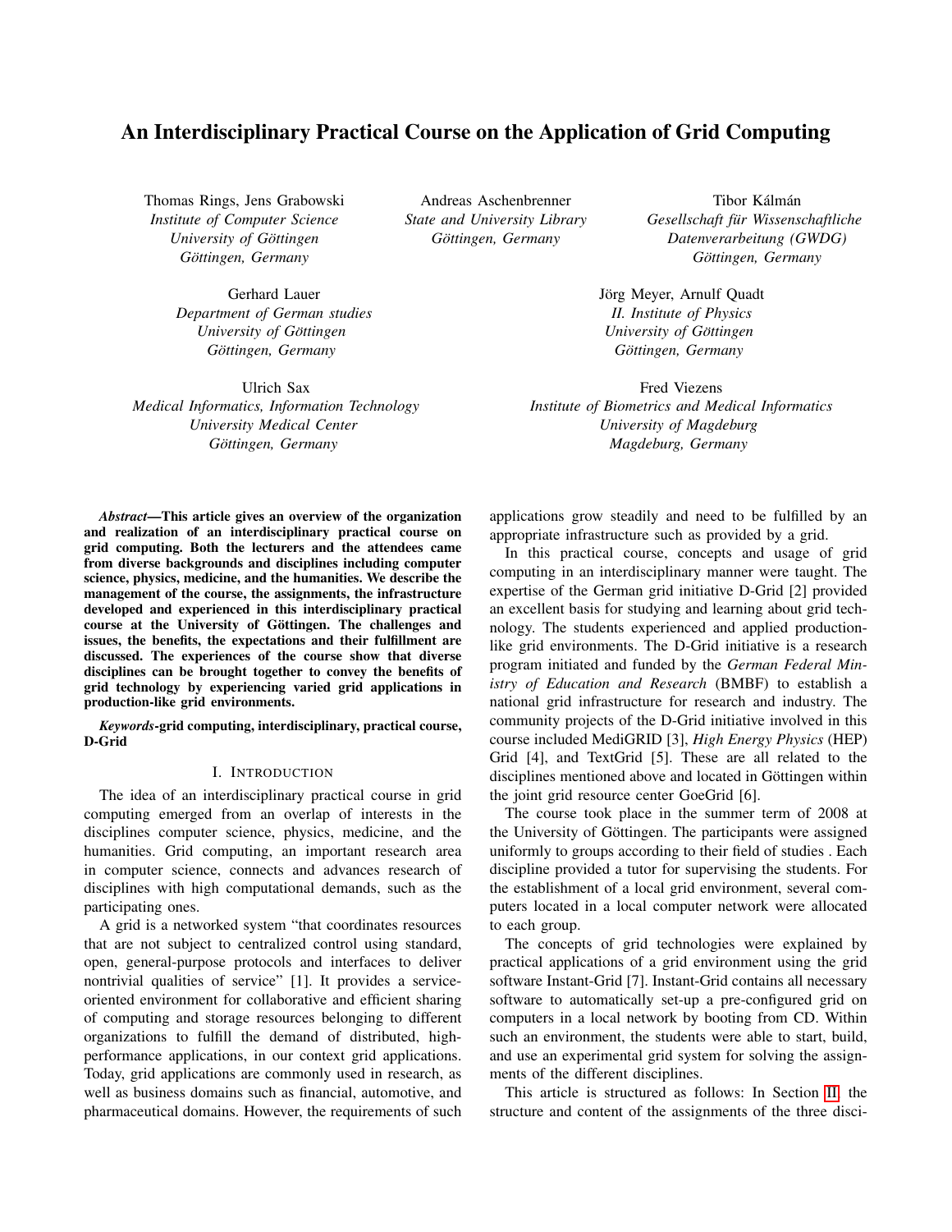# An Interdisciplinary Practical Course on the Application of Grid Computing

Thomas Rings, Jens Grabowski
*Institute of Computer Science*
*University of Göttingen*
*Göttingen, Germany*

Andreas Aschenbrenner
*State and University Library*
*Göttingen, Germany*

Tibor Kálmán
*Gesellschaft für Wissenschaftliche Datenverarbeitung (GWDG)*
*Göttingen, Germany*

Gerhard Lauer
*Department of German studies*
*University of Göttingen*
*Göttingen, Germany*

Jörg Meyer, Arnulf Quadt
*II. Institute of Physics*
*University of Göttingen*
*Göttingen, Germany*

Ulrich Sax
*Medical Informatics, Information Technology*
*University Medical Center*
*Göttingen, Germany*

Fred Viezens
*Institute of Biometrics and Medical Informatics*
*University of Magdeburg*
*Magdeburg, Germany*

***Abstract*—This article gives an overview of the organization and realization of an interdisciplinary practical course on grid computing. Both the lecturers and the attendees came from diverse backgrounds and disciplines including computer science, physics, medicine, and the humanities. We describe the management of the course, the assignments, the infrastructure developed and experienced in this interdisciplinary practical course at the University of Göttingen. The challenges and issues, the benefits, the expectations and their fulfillment are discussed. The experiences of the course show that diverse disciplines can be brought together to convey the benefits of grid technology by experiencing varied grid applications in production-like grid environments.**

***Keywords*-grid computing, interdisciplinary, practical course, D-Grid**

## I. Introduction

The idea of an interdisciplinary practical course in grid computing emerged from an overlap of interests in the disciplines computer science, physics, medicine, and the humanities. Grid computing, an important research area in computer science, connects and advances research of disciplines with high computational demands, such as the participating ones.

A grid is a networked system "that coordinates resources that are not subject to centralized control using standard, open, general-purpose protocols and interfaces to deliver nontrivial qualities of service" [1]. It provides a service-oriented environment for collaborative and efficient sharing of computing and storage resources belonging to different organizations to fulfill the demand of distributed, high-performance applications, in our context grid applications. Today, grid applications are commonly used in research, as well as business domains such as financial, automotive, and pharmaceutical domains. However, the requirements of such applications grow steadily and need to be fulfilled by an appropriate infrastructure such as provided by a grid.

In this practical course, concepts and usage of grid computing in an interdisciplinary manner were taught. The expertise of the German grid initiative D-Grid [2] provided an excellent basis for studying and learning about grid technology. The students experienced and applied production-like grid environments. The D-Grid initiative is a research program initiated and funded by the *German Federal Ministry of Education and Research* (BMBF) to establish a national grid infrastructure for research and industry. The community projects of the D-Grid initiative involved in this course included MediGRID [3], *High Energy Physics* (HEP) Grid [4], and TextGrid [5]. These are all related to the disciplines mentioned above and located in Göttingen within the joint grid resource center GoeGrid [6].

The course took place in the summer term of 2008 at the University of Göttingen. The participants were assigned uniformly to groups according to their field of studies . Each discipline provided a tutor for supervising the students. For the establishment of a local grid environment, several computers located in a local computer network were allocated to each group.

The concepts of grid technologies were explained by practical applications of a grid environment using the grid software Instant-Grid [7]. Instant-Grid contains all necessary software to automatically set-up a pre-configured grid on computers in a local network by booting from CD. Within such an environment, the students were able to start, build, and use an experimental grid system for solving the assignments of the different disciplines.

This article is structured as follows: In Section II, the structure and content of the assignments of the three disci-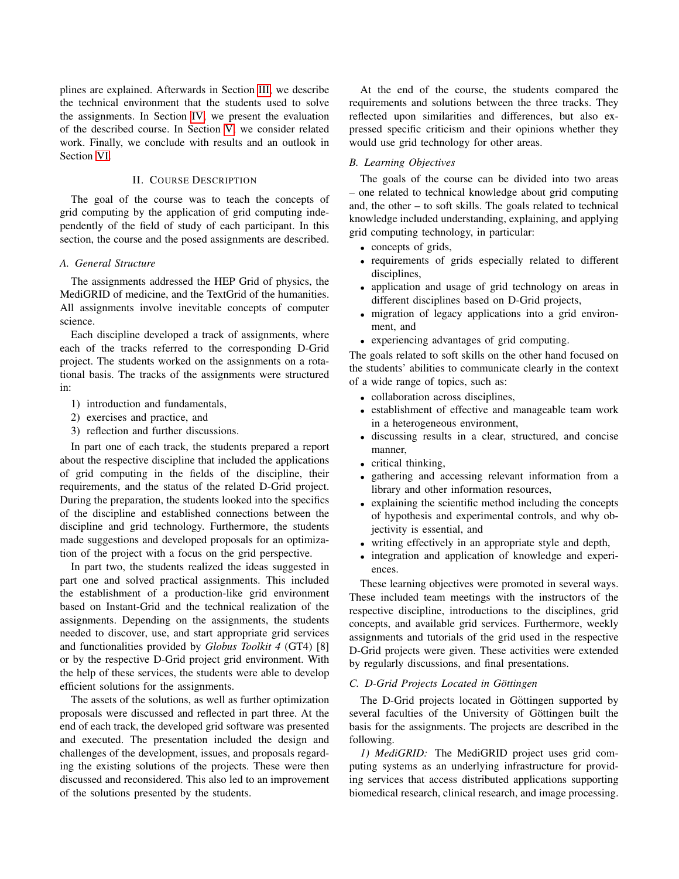plines are explained. Afterwards in Section III, we describe the technical environment that the students used to solve the assignments. In Section IV, we present the evaluation of the described course. In Section V, we consider related work. Finally, we conclude with results and an outlook in Section VI.

## II. Course Description

The goal of the course was to teach the concepts of grid computing by the application of grid computing independently of the field of study of each participant. In this section, the course and the posed assignments are described.

### A. General Structure

The assignments addressed the HEP Grid of physics, the MediGRID of medicine, and the TextGrid of the humanities. All assignments involve inevitable concepts of computer science.

Each discipline developed a track of assignments, where each of the tracks referred to the corresponding D-Grid project. The students worked on the assignments on a rotational basis. The tracks of the assignments were structured in:

1) introduction and fundamentals,
2) exercises and practice, and
3) reflection and further discussions.

In part one of each track, the students prepared a report about the respective discipline that included the applications of grid computing in the fields of the discipline, their requirements, and the status of the related D-Grid project. During the preparation, the students looked into the specifics of the discipline and established connections between the discipline and grid technology. Furthermore, the students made suggestions and developed proposals for an optimization of the project with a focus on the grid perspective.

In part two, the students realized the ideas suggested in part one and solved practical assignments. This included the establishment of a production-like grid environment based on Instant-Grid and the technical realization of the assignments. Depending on the assignments, the students needed to discover, use, and start appropriate grid services and functionalities provided by *Globus Toolkit 4* (GT4) [8] or by the respective D-Grid project grid environment. With the help of these services, the students were able to develop efficient solutions for the assignments.

The assets of the solutions, as well as further optimization proposals were discussed and reflected in part three. At the end of each track, the developed grid software was presented and executed. The presentation included the design and challenges of the development, issues, and proposals regarding the existing solutions of the projects. These were then discussed and reconsidered. This also led to an improvement of the solutions presented by the students.

At the end of the course, the students compared the requirements and solutions between the three tracks. They reflected upon similarities and differences, but also expressed specific criticism and their opinions whether they would use grid technology for other areas.

### B. Learning Objectives

The goals of the course can be divided into two areas – one related to technical knowledge about grid computing and, the other – to soft skills. The goals related to technical knowledge included understanding, explaining, and applying grid computing technology, in particular:

- concepts of grids,
- requirements of grids especially related to different disciplines,
- application and usage of grid technology on areas in different disciplines based on D-Grid projects,
- migration of legacy applications into a grid environment, and
- experiencing advantages of grid computing.

The goals related to soft skills on the other hand focused on the students' abilities to communicate clearly in the context of a wide range of topics, such as:

- collaboration across disciplines,
- establishment of effective and manageable team work in a heterogeneous environment,
- discussing results in a clear, structured, and concise manner,
- critical thinking,
- gathering and accessing relevant information from a library and other information resources,
- explaining the scientific method including the concepts of hypothesis and experimental controls, and why objectivity is essential, and
- writing effectively in an appropriate style and depth,
- integration and application of knowledge and experiences.

These learning objectives were promoted in several ways. These included team meetings with the instructors of the respective discipline, introductions to the disciplines, grid concepts, and available grid services. Furthermore, weekly assignments and tutorials of the grid used in the respective D-Grid projects were given. These activities were extended by regularly discussions, and final presentations.

### C. D-Grid Projects Located in Göttingen

The D-Grid projects located in Göttingen supported by several faculties of the University of Göttingen built the basis for the assignments. The projects are described in the following.

*1) MediGRID:* The MediGRID project uses grid computing systems as an underlying infrastructure for providing services that access distributed applications supporting biomedical research, clinical research, and image processing.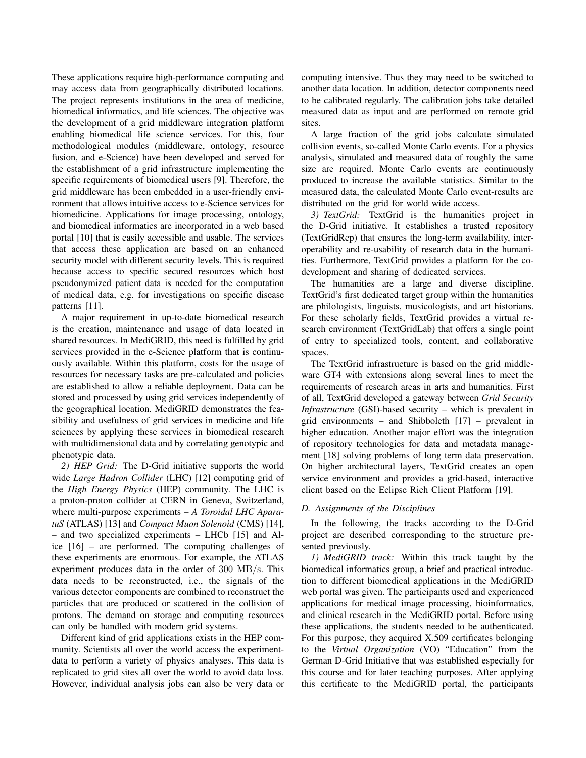These applications require high-performance computing and may access data from geographically distributed locations. The project represents institutions in the area of medicine, biomedical informatics, and life sciences. The objective was the development of a grid middleware integration platform enabling biomedical life science services. For this, four methodological modules (middleware, ontology, resource fusion, and e-Science) have been developed and served for the establishment of a grid infrastructure implementing the specific requirements of biomedical users [9]. Therefore, the grid middleware has been embedded in a user-friendly environment that allows intuitive access to e-Science services for biomedicine. Applications for image processing, ontology, and biomedical informatics are incorporated in a web based portal [10] that is easily accessible and usable. The services that access these application are based on an enhanced security model with different security levels. This is required because access to specific secured resources which host pseudonymized patient data is needed for the computation of medical data, e.g. for investigations on specific disease patterns [11].

A major requirement in up-to-date biomedical research is the creation, maintenance and usage of data located in shared resources. In MediGRID, this need is fulfilled by grid services provided in the e-Science platform that is continuously available. Within this platform, costs for the usage of resources for necessary tasks are pre-calculated and policies are established to allow a reliable deployment. Data can be stored and processed by using grid services independently of the geographical location. MediGRID demonstrates the feasibility and usefulness of grid services in medicine and life sciences by applying these services in biomedical research with multidimensional data and by correlating genotypic and phenotypic data.

*2) HEP Grid:* The D-Grid initiative supports the world wide *Large Hadron Collider* (LHC) [12] computing grid of the *High Energy Physics* (HEP) community. The LHC is a proton-proton collider at CERN in Geneva, Switzerland, where multi-purpose experiments – *A Toroidal LHC ApparatuS* (ATLAS) [13] and *Compact Muon Solenoid* (CMS) [14], – and two specialized experiments – LHCb [15] and Alice [16] – are performed. The computing challenges of these experiments are enormous. For example, the ATLAS experiment produces data in the order of $300\ \mathrm{MB/s}$. This data needs to be reconstructed, i.e., the signals of the various detector components are combined to reconstruct the particles that are produced or scattered in the collision of protons. The demand on storage and computing resources can only be handled with modern grid systems.

Different kind of grid applications exists in the HEP community. Scientists all over the world access the experiment-data to perform a variety of physics analyses. This data is replicated to grid sites all over the world to avoid data loss. However, individual analysis jobs can also be very data or computing intensive. Thus they may need to be switched to another data location. In addition, detector components need to be calibrated regularly. The calibration jobs take detailed measured data as input and are performed on remote grid sites.

A large fraction of the grid jobs calculate simulated collision events, so-called Monte Carlo events. For a physics analysis, simulated and measured data of roughly the same size are required. Monte Carlo events are continuously produced to increase the available statistics. Similar to the measured data, the calculated Monte Carlo event-results are distributed on the grid for world wide access.

*3) TextGrid:* TextGrid is the humanities project in the D-Grid initiative. It establishes a trusted repository (TextGridRep) that ensures the long-term availability, interoperability and re-usability of research data in the humanities. Furthermore, TextGrid provides a platform for the co-development and sharing of dedicated services.

The humanities are a large and diverse discipline. TextGrid's first dedicated target group within the humanities are philologists, linguists, musicologists, and art historians. For these scholarly fields, TextGrid provides a virtual research environment (TextGridLab) that offers a single point of entry to specialized tools, content, and collaborative spaces.

The TextGrid infrastructure is based on the grid middleware GT4 with extensions along several lines to meet the requirements of research areas in arts and humanities. First of all, TextGrid developed a gateway between *Grid Security Infrastructure* (GSI)-based security – which is prevalent in grid environments – and Shibboleth [17] – prevalent in higher education. Another major effort was the integration of repository technologies for data and metadata management [18] solving problems of long term data preservation. On higher architectural layers, TextGrid creates an open service environment and provides a grid-based, interactive client based on the Eclipse Rich Client Platform [19].

### D. Assignments of the Disciplines

In the following, the tracks according to the D-Grid project are described corresponding to the structure presented previously.

*1) MediGRID track:* Within this track taught by the biomedical informatics group, a brief and practical introduction to different biomedical applications in the MediGRID web portal was given. The participants used and experienced applications for medical image processing, bioinformatics, and clinical research in the MediGRID portal. Before using these applications, the students needed to be authenticated. For this purpose, they acquired X.509 certificates belonging to the *Virtual Organization* (VO) "Education" from the German D-Grid Initiative that was established especially for this course and for later teaching purposes. After applying this certificate to the MediGRID portal, the participants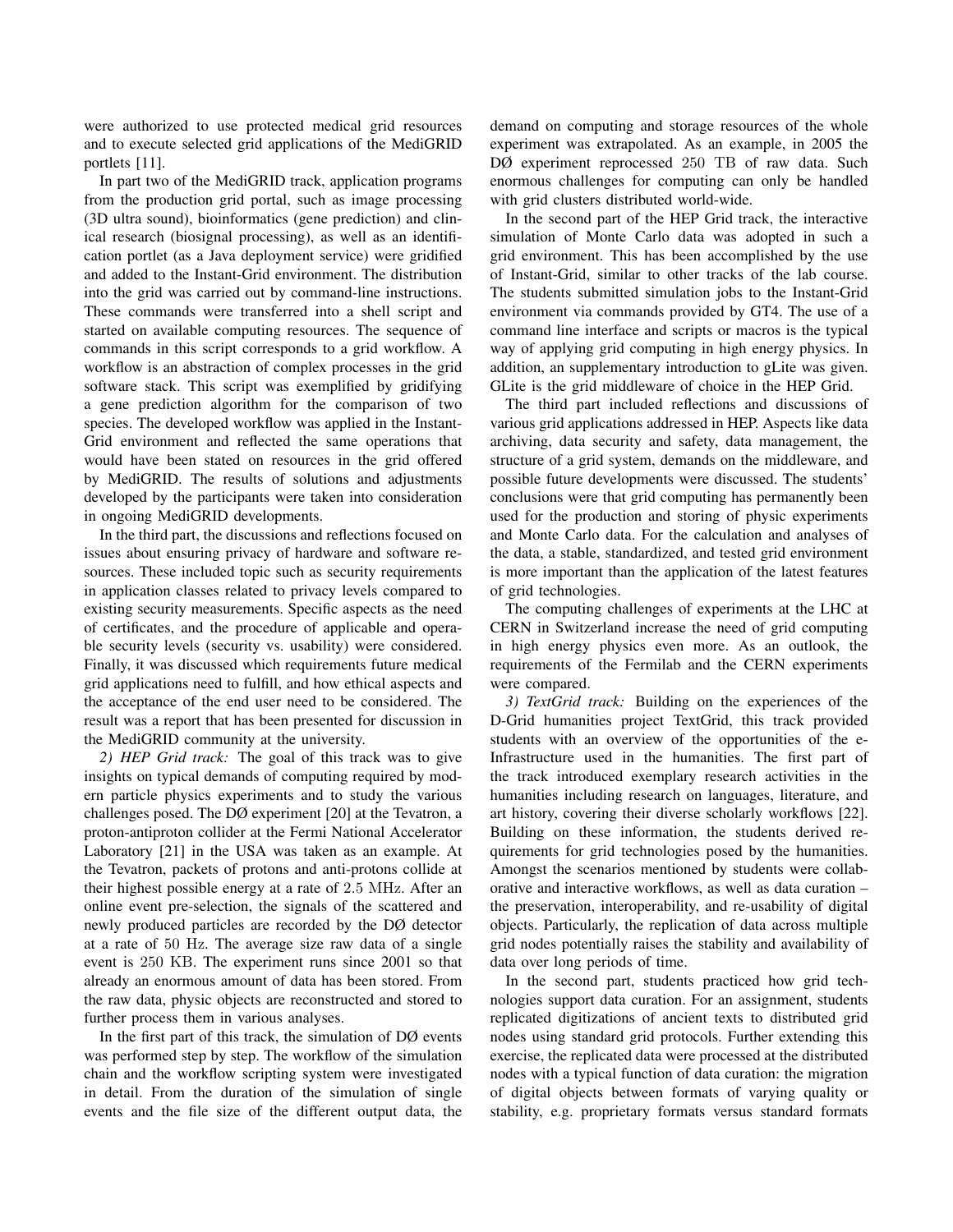were authorized to use protected medical grid resources and to execute selected grid applications of the MediGRID portlets [11].

In part two of the MediGRID track, application programs from the production grid portal, such as image processing (3D ultra sound), bioinformatics (gene prediction) and clinical research (biosignal processing), as well as an identification portlet (as a Java deployment service) were gridified and added to the Instant-Grid environment. The distribution into the grid was carried out by command-line instructions. These commands were transferred into a shell script and started on available computing resources. The sequence of commands in this script corresponds to a grid workflow. A workflow is an abstraction of complex processes in the grid software stack. This script was exemplified by gridifying a gene prediction algorithm for the comparison of two species. The developed workflow was applied in the Instant-Grid environment and reflected the same operations that would have been stated on resources in the grid offered by MediGRID. The results of solutions and adjustments developed by the participants were taken into consideration in ongoing MediGRID developments.

In the third part, the discussions and reflections focused on issues about ensuring privacy of hardware and software resources. These included topic such as security requirements in application classes related to privacy levels compared to existing security measurements. Specific aspects as the need of certificates, and the procedure of applicable and operable security levels (security vs. usability) were considered. Finally, it was discussed which requirements future medical grid applications need to fulfill, and how ethical aspects and the acceptance of the end user need to be considered. The result was a report that has been presented for discussion in the MediGRID community at the university.

*2) HEP Grid track:* The goal of this track was to give insights on typical demands of computing required by modern particle physics experiments and to study the various challenges posed. The DØ experiment [20] at the Tevatron, a proton-antiproton collider at the Fermi National Accelerator Laboratory [21] in the USA was taken as an example. At the Tevatron, packets of protons and anti-protons collide at their highest possible energy at a rate of $2.5$ MHz. After an online event pre-selection, the signals of the scattered and newly produced particles are recorded by the DØ detector at a rate of $50$ Hz. The average size raw data of a single event is $250$ KB. The experiment runs since 2001 so that already an enormous amount of data has been stored. From the raw data, physic objects are reconstructed and stored to further process them in various analyses.

In the first part of this track, the simulation of DØ events was performed step by step. The workflow of the simulation chain and the workflow scripting system were investigated in detail. From the duration of the simulation of single events and the file size of the different output data, the demand on computing and storage resources of the whole experiment was extrapolated. As an example, in 2005 the DØ experiment reprocessed $250$ TB of raw data. Such enormous challenges for computing can only be handled with grid clusters distributed world-wide.

In the second part of the HEP Grid track, the interactive simulation of Monte Carlo data was adopted in such a grid environment. This has been accomplished by the use of Instant-Grid, similar to other tracks of the lab course. The students submitted simulation jobs to the Instant-Grid environment via commands provided by GT4. The use of a command line interface and scripts or macros is the typical way of applying grid computing in high energy physics. In addition, an supplementary introduction to gLite was given. GLite is the grid middleware of choice in the HEP Grid.

The third part included reflections and discussions of various grid applications addressed in HEP. Aspects like data archiving, data security and safety, data management, the structure of a grid system, demands on the middleware, and possible future developments were discussed. The students' conclusions were that grid computing has permanently been used for the production and storing of physic experiments and Monte Carlo data. For the calculation and analyses of the data, a stable, standardized, and tested grid environment is more important than the application of the latest features of grid technologies.

The computing challenges of experiments at the LHC at CERN in Switzerland increase the need of grid computing in high energy physics even more. As an outlook, the requirements of the Fermilab and the CERN experiments were compared.

*3) TextGrid track:* Building on the experiences of the D-Grid humanities project TextGrid, this track provided students with an overview of the opportunities of the e-Infrastructure used in the humanities. The first part of the track introduced exemplary research activities in the humanities including research on languages, literature, and art history, covering their diverse scholarly workflows [22]. Building on these information, the students derived requirements for grid technologies posed by the humanities. Amongst the scenarios mentioned by students were collaborative and interactive workflows, as well as data curation – the preservation, interoperability, and re-usability of digital objects. Particularly, the replication of data across multiple grid nodes potentially raises the stability and availability of data over long periods of time.

In the second part, students practiced how grid technologies support data curation. For an assignment, students replicated digitizations of ancient texts to distributed grid nodes using standard grid protocols. Further extending this exercise, the replicated data were processed at the distributed nodes with a typical function of data curation: the migration of digital objects between formats of varying quality or stability, e.g. proprietary formats versus standard formats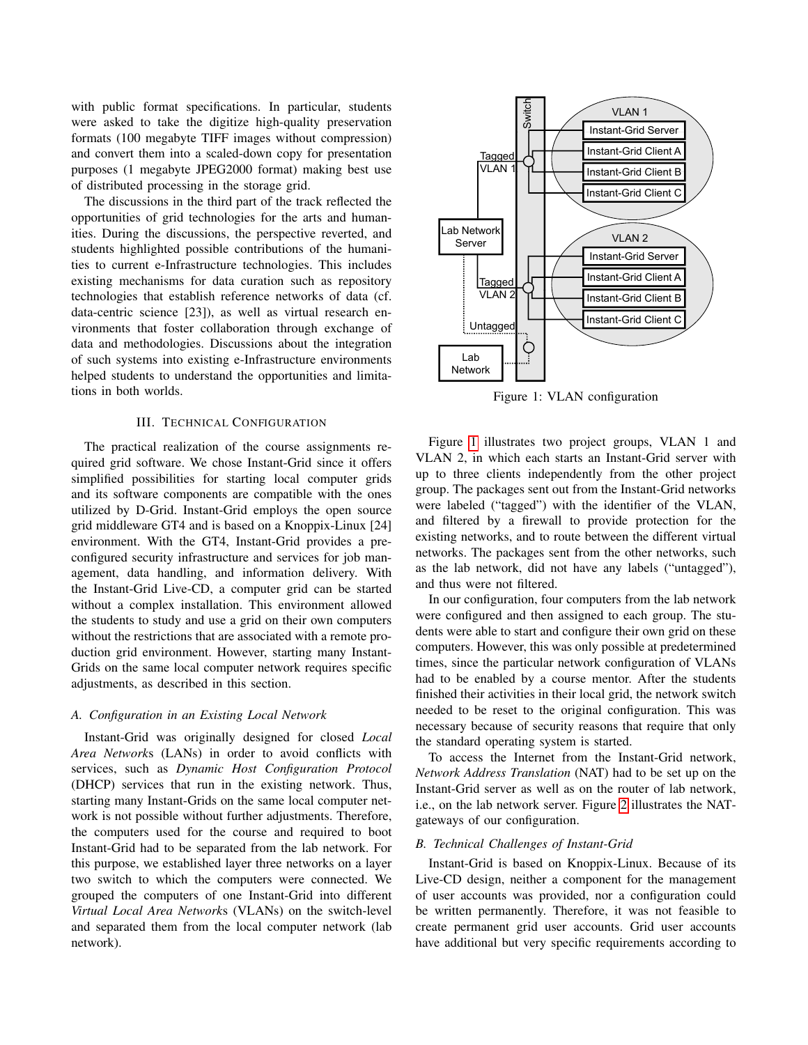with public format specifications. In particular, students were asked to take the digitize high-quality preservation formats (100 megabyte TIFF images without compression) and convert them into a scaled-down copy for presentation purposes (1 megabyte JPEG2000 format) making best use of distributed processing in the storage grid.

The discussions in the third part of the track reflected the opportunities of grid technologies for the arts and humanities. During the discussions, the perspective reverted, and students highlighted possible contributions of the humanities to current e-Infrastructure technologies. This includes existing mechanisms for data curation such as repository technologies that establish reference networks of data (cf. data-centric science [23]), as well as virtual research environments that foster collaboration through exchange of data and methodologies. Discussions about the integration of such systems into existing e-Infrastructure environments helped students to understand the opportunities and limitations in both worlds.

## III. Technical Configuration

The practical realization of the course assignments required grid software. We chose Instant-Grid since it offers simplified possibilities for starting local computer grids and its software components are compatible with the ones utilized by D-Grid. Instant-Grid employs the open source grid middleware GT4 and is based on a Knoppix-Linux [24] environment. With the GT4, Instant-Grid provides a pre-configured security infrastructure and services for job management, data handling, and information delivery. With the Instant-Grid Live-CD, a computer grid can be started without a complex installation. This environment allowed the students to study and use a grid on their own computers without the restrictions that are associated with a remote production grid environment. However, starting many Instant-Grids on the same local computer network requires specific adjustments, as described in this section.

### *A. Configuration in an Existing Local Network*

Instant-Grid was originally designed for closed *Local Area Network*s (LANs) in order to avoid conflicts with services, such as *Dynamic Host Configuration Protocol* (DHCP) services that run in the existing network. Thus, starting many Instant-Grids on the same local computer network is not possible without further adjustments. Therefore, the computers used for the course and required to boot Instant-Grid had to be separated from the lab network. For this purpose, we established layer three networks on a layer two switch to which the computers were connected. We grouped the computers of one Instant-Grid into different *Virtual Local Area Network*s (VLANs) on the switch-level and separated them from the local computer network (lab network).

Figure 1: VLAN configuration

Figure 1 illustrates two project groups, VLAN 1 and VLAN 2, in which each starts an Instant-Grid server with up to three clients independently from the other project group. The packages sent out from the Instant-Grid networks were labeled ("tagged") with the identifier of the VLAN, and filtered by a firewall to provide protection for the existing networks, and to route between the different virtual networks. The packages sent from the other networks, such as the lab network, did not have any labels ("untagged"), and thus were not filtered.

In our configuration, four computers from the lab network were configured and then assigned to each group. The students were able to start and configure their own grid on these computers. However, this was only possible at predetermined times, since the particular network configuration of VLANs had to be enabled by a course mentor. After the students finished their activities in their local grid, the network switch needed to be reset to the original configuration. This was necessary because of security reasons that require that only the standard operating system is started.

To access the Internet from the Instant-Grid network, *Network Address Translation* (NAT) had to be set up on the Instant-Grid server as well as on the router of lab network, i.e., on the lab network server. Figure 2 illustrates the NAT-gateways of our configuration.

### *B. Technical Challenges of Instant-Grid*

Instant-Grid is based on Knoppix-Linux. Because of its Live-CD design, neither a component for the management of user accounts was provided, nor a configuration could be written permanently. Therefore, it was not feasible to create permanent grid user accounts. Grid user accounts have additional but very specific requirements according to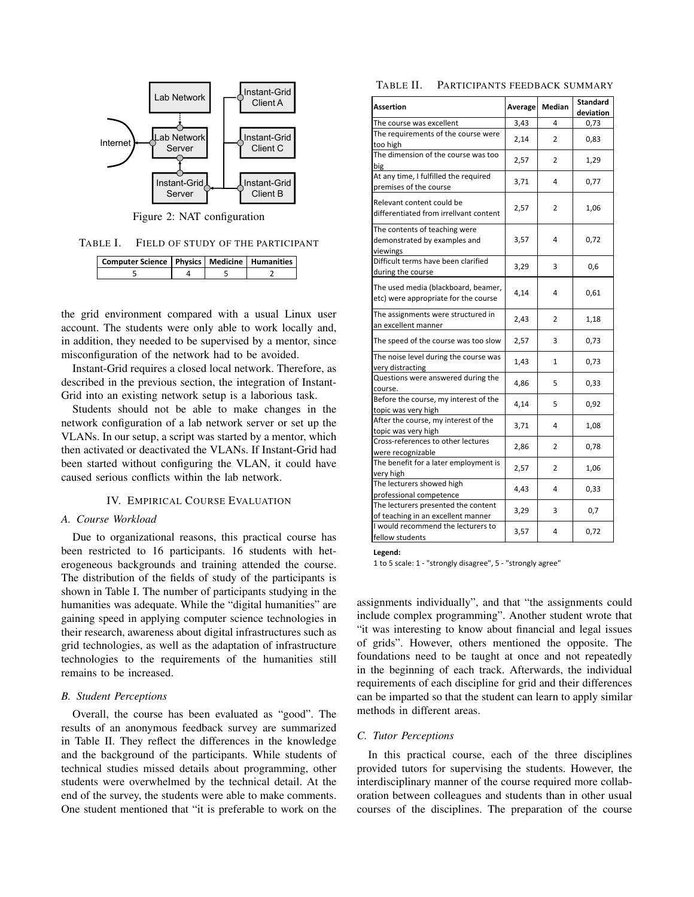Figure 2: NAT configuration

TABLE I. FIELD OF STUDY OF THE PARTICIPANT

| Computer Science | Physics | Medicine | Humanities |
|---|---|---|---|
| 5 | 4 | 5 | 2 |

the grid environment compared with a usual Linux user account. The students were only able to work locally and, in addition, they needed to be supervised by a mentor, since misconfiguration of the network had to be avoided.

Instant-Grid requires a closed local network. Therefore, as described in the previous section, the integration of Instant-Grid into an existing network setup is a laborious task.

Students should not be able to make changes in the network configuration of a lab network server or set up the VLANs. In our setup, a script was started by a mentor, which then activated or deactivated the VLANs. If Instant-Grid had been started without configuring the VLAN, it could have caused serious conflicts within the lab network.

## IV. EMPIRICAL COURSE EVALUATION

### A. Course Workload

Due to organizational reasons, this practical course has been restricted to 16 participants. 16 students with heterogeneous backgrounds and training attended the course. The distribution of the fields of study of the participants is shown in Table I. The number of participants studying in the humanities was adequate. While the "digital humanities" are gaining speed in applying computer science technologies in their research, awareness about digital infrastructures such as grid technologies, as well as the adaptation of infrastructure technologies to the requirements of the humanities still remains to be increased.

### B. Student Perceptions

Overall, the course has been evaluated as "good". The results of an anonymous feedback survey are summarized in Table II. They reflect the differences in the knowledge and the background of the participants. While students of technical studies missed details about programming, other students were overwhelmed by the technical detail. At the end of the survey, the students were able to make comments. One student mentioned that "it is preferable to work on the assignments individually", and that "the assignments could include complex programming". Another student wrote that "it was interesting to know about financial and legal issues of grids". However, others mentioned the opposite. The foundations need to be taught at once and not repeatedly in the beginning of each track. Afterwards, the individual requirements of each discipline for grid and their differences can be imparted so that the student can learn to apply similar methods in different areas.

TABLE II. PARTICIPANTS FEEDBACK SUMMARY

| Assertion | Average | Median | Standard deviation |
|---|---|---|---|
| The course was excellent | 3,43 | 4 | 0,73 |
| The requirements of the course were too high | 2,14 | 2 | 0,83 |
| The dimension of the course was too big | 2,57 | 2 | 1,29 |
| At any time, I fulfilled the required premises of the course | 3,71 | 4 | 0,77 |
| Relevant content could be differentiated from irrellvant content | 2,57 | 2 | 1,06 |
| The contents of teaching were demonstrated by examples and viewings | 3,57 | 4 | 0,72 |
| Difficult terms have been clarified during the course | 3,29 | 3 | 0,6 |
| The used media (blackboard, beamer, etc) were appropriate for the course | 4,14 | 4 | 0,61 |
| The assignments were structured in an excellent manner | 2,43 | 2 | 1,18 |
| The speed of the course was too slow | 2,57 | 3 | 0,73 |
| The noise level during the course was very distracting | 1,43 | 1 | 0,73 |
| Questions were answered during the course. | 4,86 | 5 | 0,33 |
| Before the course, my interest of the topic was very high | 4,14 | 5 | 0,92 |
| After the course, my interest of the topic was very high | 3,71 | 4 | 1,08 |
| Cross-references to other lectures were recognizable | 2,86 | 2 | 0,78 |
| The benefit for a later employment is very high | 2,57 | 2 | 1,06 |
| The lecturers showed high professional competence | 4,43 | 4 | 0,33 |
| The lecturers presented the content of teaching in an excellent manner | 3,29 | 3 | 0,7 |
| I would recommend the lecturers to fellow students | 3,57 | 4 | 0,72 |

**Legend:**
1 to 5 scale: 1 - "strongly disagree", 5 - "strongly agree"

### C. Tutor Perceptions

In this practical course, each of the three disciplines provided tutors for supervising the students. However, the interdisciplinary manner of the course required more collaboration between colleagues and students than in other usual courses of the disciplines. The preparation of the course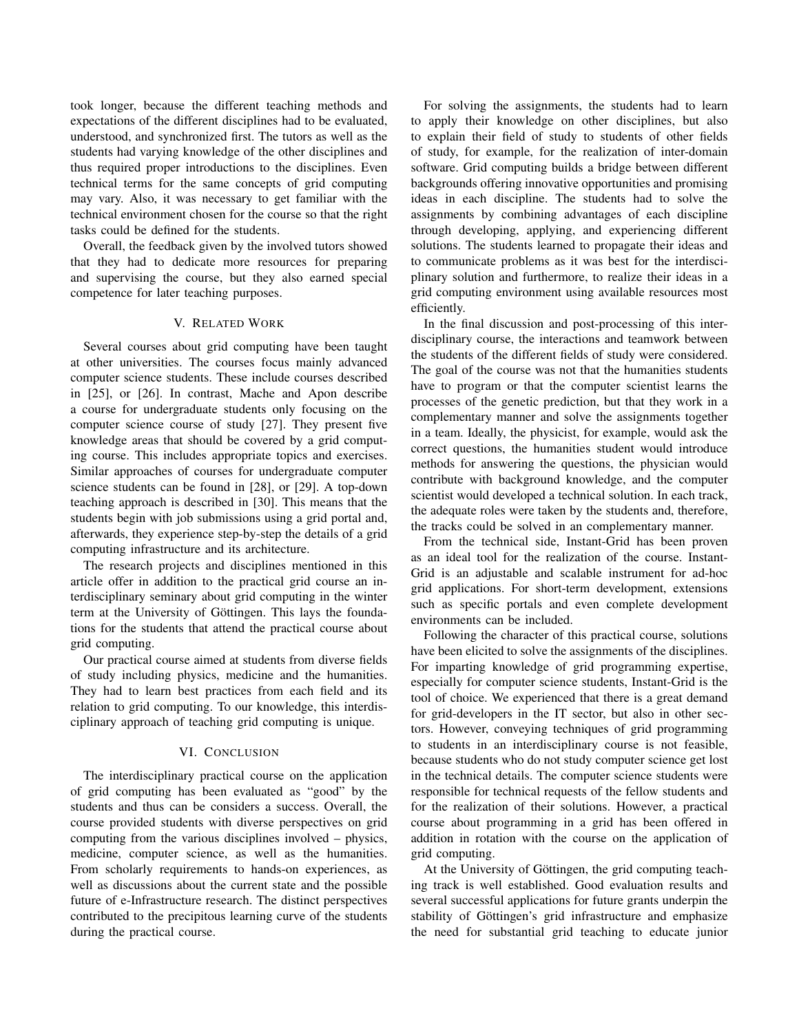took longer, because the different teaching methods and expectations of the different disciplines had to be evaluated, understood, and synchronized first. The tutors as well as the students had varying knowledge of the other disciplines and thus required proper introductions to the disciplines. Even technical terms for the same concepts of grid computing may vary. Also, it was necessary to get familiar with the technical environment chosen for the course so that the right tasks could be defined for the students.

Overall, the feedback given by the involved tutors showed that they had to dedicate more resources for preparing and supervising the course, but they also earned special competence for later teaching purposes.

## V. Related Work

Several courses about grid computing have been taught at other universities. The courses focus mainly advanced computer science students. These include courses described in [25], or [26]. In contrast, Mache and Apon describe a course for undergraduate students only focusing on the computer science course of study [27]. They present five knowledge areas that should be covered by a grid computing course. This includes appropriate topics and exercises. Similar approaches of courses for undergraduate computer science students can be found in [28], or [29]. A top-down teaching approach is described in [30]. This means that the students begin with job submissions using a grid portal and, afterwards, they experience step-by-step the details of a grid computing infrastructure and its architecture.

The research projects and disciplines mentioned in this article offer in addition to the practical grid course an interdisciplinary seminary about grid computing in the winter term at the University of Göttingen. This lays the foundations for the students that attend the practical course about grid computing.

Our practical course aimed at students from diverse fields of study including physics, medicine and the humanities. They had to learn best practices from each field and its relation to grid computing. To our knowledge, this interdisciplinary approach of teaching grid computing is unique.

## VI. Conclusion

The interdisciplinary practical course on the application of grid computing has been evaluated as "good" by the students and thus can be considers a success. Overall, the course provided students with diverse perspectives on grid computing from the various disciplines involved – physics, medicine, computer science, as well as the humanities. From scholarly requirements to hands-on experiences, as well as discussions about the current state and the possible future of e-Infrastructure research. The distinct perspectives contributed to the precipitous learning curve of the students during the practical course.

For solving the assignments, the students had to learn to apply their knowledge on other disciplines, but also to explain their field of study to students of other fields of study, for example, for the realization of inter-domain software. Grid computing builds a bridge between different backgrounds offering innovative opportunities and promising ideas in each discipline. The students had to solve the assignments by combining advantages of each discipline through developing, applying, and experiencing different solutions. The students learned to propagate their ideas and to communicate problems as it was best for the interdisciplinary solution and furthermore, to realize their ideas in a grid computing environment using available resources most efficiently.

In the final discussion and post-processing of this interdisciplinary course, the interactions and teamwork between the students of the different fields of study were considered. The goal of the course was not that the humanities students have to program or that the computer scientist learns the processes of the genetic prediction, but that they work in a complementary manner and solve the assignments together in a team. Ideally, the physicist, for example, would ask the correct questions, the humanities student would introduce methods for answering the questions, the physician would contribute with background knowledge, and the computer scientist would developed a technical solution. In each track, the adequate roles were taken by the students and, therefore, the tracks could be solved in an complementary manner.

From the technical side, Instant-Grid has been proven as an ideal tool for the realization of the course. Instant-Grid is an adjustable and scalable instrument for ad-hoc grid applications. For short-term development, extensions such as specific portals and even complete development environments can be included.

Following the character of this practical course, solutions have been elicited to solve the assignments of the disciplines. For imparting knowledge of grid programming expertise, especially for computer science students, Instant-Grid is the tool of choice. We experienced that there is a great demand for grid-developers in the IT sector, but also in other sectors. However, conveying techniques of grid programming to students in an interdisciplinary course is not feasible, because students who do not study computer science get lost in the technical details. The computer science students were responsible for technical requests of the fellow students and for the realization of their solutions. However, a practical course about programming in a grid has been offered in addition in rotation with the course on the application of grid computing.

At the University of Göttingen, the grid computing teaching track is well established. Good evaluation results and several successful applications for future grants underpin the stability of Göttingen's grid infrastructure and emphasize the need for substantial grid teaching to educate junior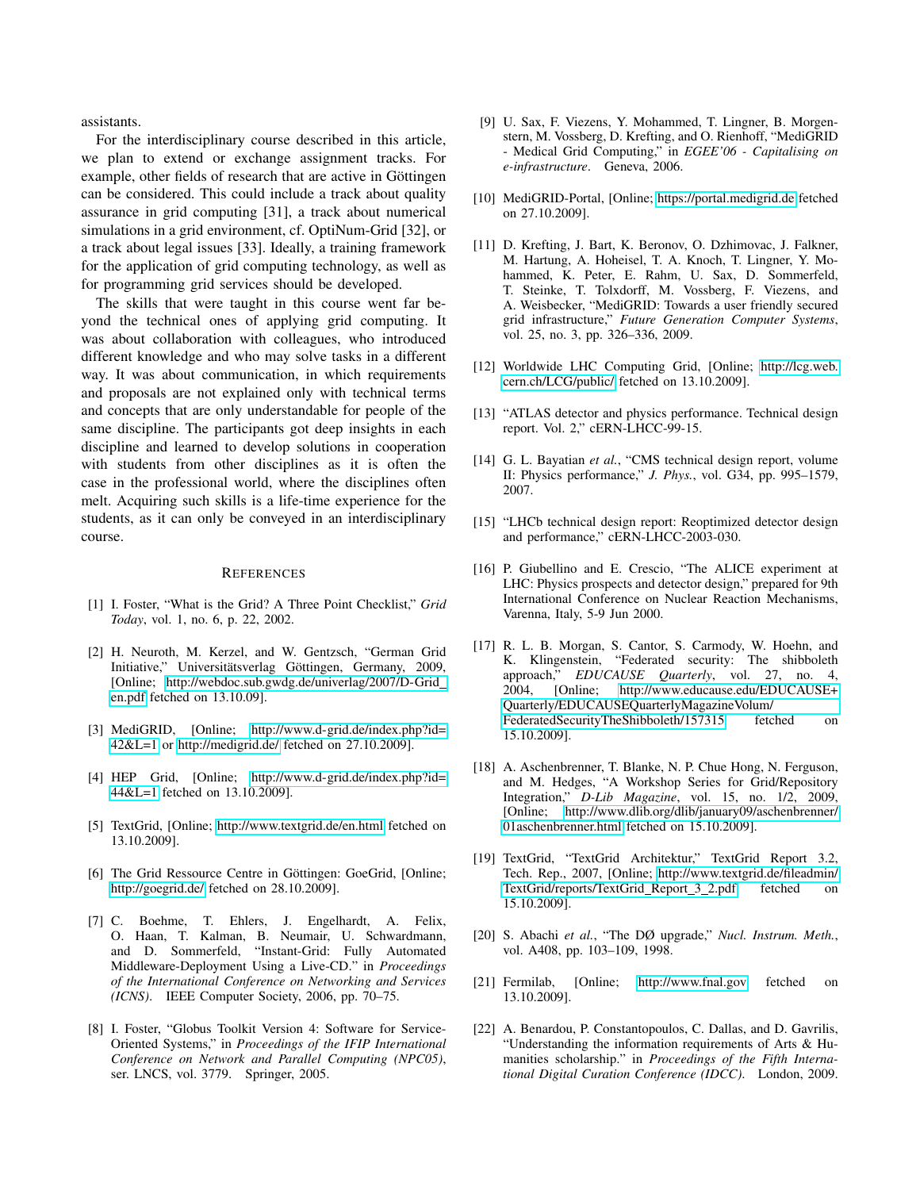assistants.

For the interdisciplinary course described in this article, we plan to extend or exchange assignment tracks. For example, other fields of research that are active in Göttingen can be considered. This could include a track about quality assurance in grid computing [31], a track about numerical simulations in a grid environment, cf. OptiNum-Grid [32], or a track about legal issues [33]. Ideally, a training framework for the application of grid computing technology, as well as for programming grid services should be developed.

The skills that were taught in this course went far beyond the technical ones of applying grid computing. It was about collaboration with colleagues, who introduced different knowledge and who may solve tasks in a different way. It was about communication, in which requirements and proposals are not explained only with technical terms and concepts that are only understandable for people of the same discipline. The participants got deep insights in each discipline and learned to develop solutions in cooperation with students from other disciplines as it is often the case in the professional world, where the disciplines often melt. Acquiring such skills is a life-time experience for the students, as it can only be conveyed in an interdisciplinary course.

## References

[1] I. Foster, "What is the Grid? A Three Point Checklist," *Grid Today*, vol. 1, no. 6, p. 22, 2002.

[2] H. Neuroth, M. Kerzel, and W. Gentzsch, "German Grid Initiative," Universitätsverlag Göttingen, Germany, 2009, [Online; http://webdoc.sub.gwdg.de/univerlag/2007/D-Grid_en.pdf fetched on 13.10.09].

[3] MediGRID, [Online; http://www.d-grid.de/index.php?id=42&L=1 or http://medigrid.de/ fetched on 27.10.2009].

[4] HEP Grid, [Online; http://www.d-grid.de/index.php?id=44&L=1 fetched on 13.10.2009].

[5] TextGrid, [Online; http://www.textgrid.de/en.html fetched on 13.10.2009].

[6] The Grid Ressource Centre in Göttingen: GoeGrid, [Online; http://goegrid.de/ fetched on 28.10.2009].

[7] C. Boehme, T. Ehlers, J. Engelhardt, A. Felix, O. Haan, T. Kalman, B. Neumair, U. Schwardmann, and D. Sommerfeld, "Instant-Grid: Fully Automated Middleware-Deployment Using a Live-CD." in *Proceedings of the International Conference on Networking and Services (ICNS)*. IEEE Computer Society, 2006, pp. 70–75.

[8] I. Foster, "Globus Toolkit Version 4: Software for Service-Oriented Systems," in *Proceedings of the IFIP International Conference on Network and Parallel Computing (NPC05)*, ser. LNCS, vol. 3779. Springer, 2005.

[9] U. Sax, F. Viezens, Y. Mohammed, T. Lingner, B. Morgenstern, M. Vossberg, D. Krefting, and O. Rienhoff, "MediGRID - Medical Grid Computing," in *EGEE'06 - Capitalising on e-infrastructure*. Geneva, 2006.

[10] MediGRID-Portal, [Online; https://portal.medigrid.de fetched on 27.10.2009].

[11] D. Krefting, J. Bart, K. Beronov, O. Dzhimovac, J. Falkner, M. Hartung, A. Hoheisel, T. A. Knoch, T. Lingner, Y. Mohammed, K. Peter, E. Rahm, U. Sax, D. Sommerfeld, T. Steinke, T. Tolxdorff, M. Vossberg, F. Viezens, and A. Weisbecker, "MediGRID: Towards a user friendly secured grid infrastructure," *Future Generation Computer Systems*, vol. 25, no. 3, pp. 326–336, 2009.

[12] Worldwide LHC Computing Grid, [Online; http://lcg.web.cern.ch/LCG/public/ fetched on 13.10.2009].

[13] "ATLAS detector and physics performance. Technical design report. Vol. 2," cERN-LHCC-99-15.

[14] G. L. Bayatian *et al.*, "CMS technical design report, volume II: Physics performance," *J. Phys.*, vol. G34, pp. 995–1579, 2007.

[15] "LHCb technical design report: Reoptimized detector design and performance," cERN-LHCC-2003-030.

[16] P. Giubellino and E. Crescio, "The ALICE experiment at LHC: Physics prospects and detector design," prepared for 9th International Conference on Nuclear Reaction Mechanisms, Varenna, Italy, 5-9 Jun 2000.

[17] R. L. B. Morgan, S. Cantor, S. Carmody, W. Hoehn, and K. Klingenstein, "Federated security: The shibboleth approach," *EDUCAUSE Quarterly*, vol. 27, no. 4, 2004, [Online; http://www.educause.edu/EDUCAUSE+Quarterly/EDUCAUSEQuarterlyMagazineVolum/FederatedSecurityTheShibboleth/157315 fetched on 15.10.2009].

[18] A. Aschenbrenner, T. Blanke, N. P. Chue Hong, N. Ferguson, and M. Hedges, "A Workshop Series for Grid/Repository Integration," *D-Lib Magazine*, vol. 15, no. 1/2, 2009, [Online; http://www.dlib.org/dlib/january09/aschenbrenner/01aschenbrenner.html fetched on 15.10.2009].

[19] TextGrid, "TextGrid Architektur," TextGrid Report 3.2, Tech. Rep., 2007, [Online; http://www.textgrid.de/fileadmin/TextGrid/reports/TextGrid_Report_3_2.pdf fetched on 15.10.2009].

[20] S. Abachi *et al.*, "The DØ upgrade," *Nucl. Instrum. Meth.*, vol. A408, pp. 103–109, 1998.

[21] Fermilab, [Online; http://www.fnal.gov fetched on 13.10.2009].

[22] A. Benardou, P. Constantopoulos, C. Dallas, and D. Gavrilis, "Understanding the information requirements of Arts & Humanities scholarship." in *Proceedings of the Fifth International Digital Curation Conference (IDCC)*. London, 2009.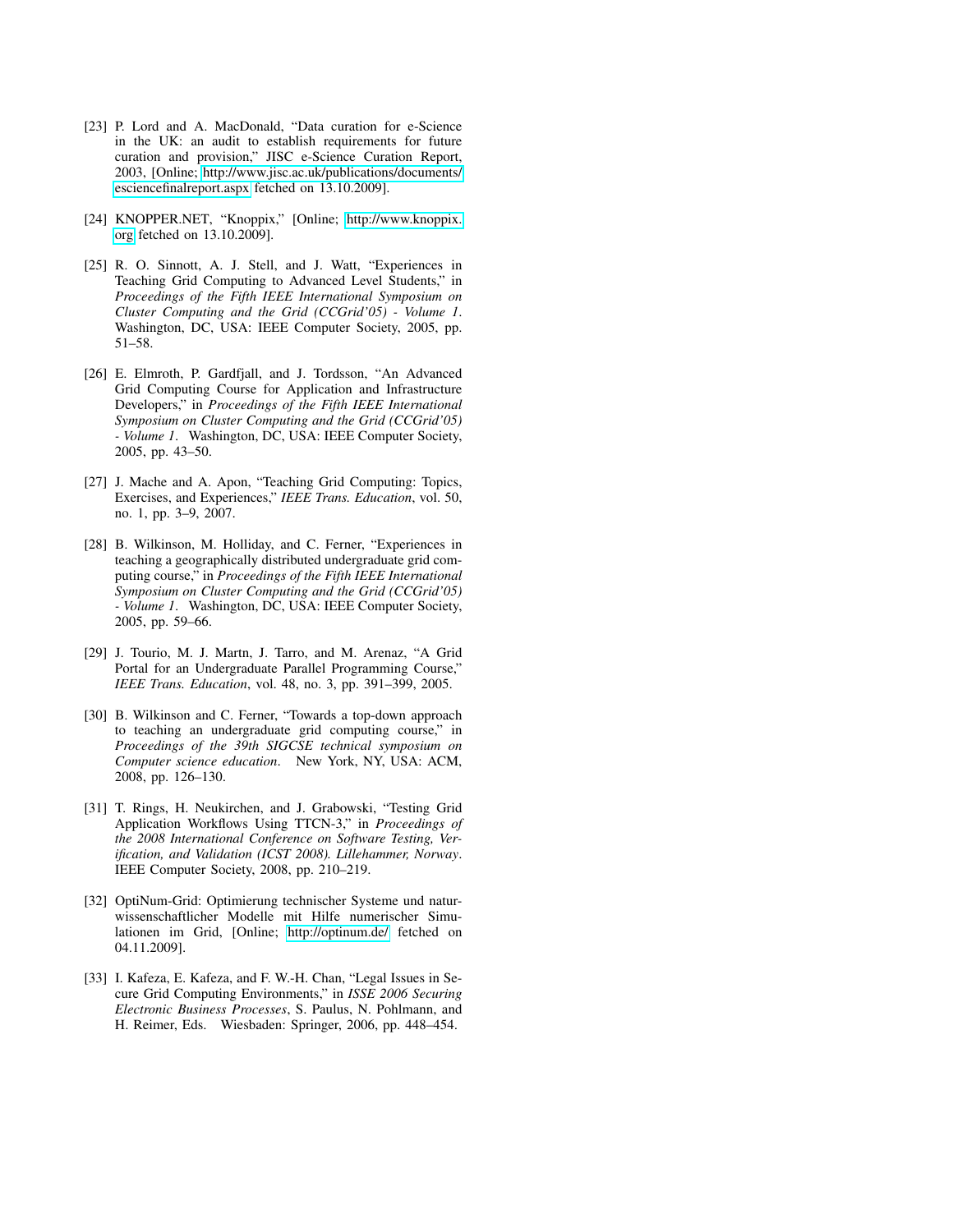[23] P. Lord and A. MacDonald, "Data curation for e-Science in the UK: an audit to establish requirements for future curation and provision," JISC e-Science Curation Report, 2003, [Online; http://www.jisc.ac.uk/publications/documents/esciencefinalreport.aspx fetched on 13.10.2009].

[24] KNOPPER.NET, "Knoppix," [Online; http://www.knoppix.org fetched on 13.10.2009].

[25] R. O. Sinnott, A. J. Stell, and J. Watt, "Experiences in Teaching Grid Computing to Advanced Level Students," in *Proceedings of the Fifth IEEE International Symposium on Cluster Computing and the Grid (CCGrid'05) - Volume 1*. Washington, DC, USA: IEEE Computer Society, 2005, pp. 51–58.

[26] E. Elmroth, P. Gardfjall, and J. Tordsson, "An Advanced Grid Computing Course for Application and Infrastructure Developers," in *Proceedings of the Fifth IEEE International Symposium on Cluster Computing and the Grid (CCGrid'05) - Volume 1*. Washington, DC, USA: IEEE Computer Society, 2005, pp. 43–50.

[27] J. Mache and A. Apon, "Teaching Grid Computing: Topics, Exercises, and Experiences," *IEEE Trans. Education*, vol. 50, no. 1, pp. 3–9, 2007.

[28] B. Wilkinson, M. Holliday, and C. Ferner, "Experiences in teaching a geographically distributed undergraduate grid computing course," in *Proceedings of the Fifth IEEE International Symposium on Cluster Computing and the Grid (CCGrid'05) - Volume 1*. Washington, DC, USA: IEEE Computer Society, 2005, pp. 59–66.

[29] J. Tourio, M. J. Martn, J. Tarro, and M. Arenaz, "A Grid Portal for an Undergraduate Parallel Programming Course," *IEEE Trans. Education*, vol. 48, no. 3, pp. 391–399, 2005.

[30] B. Wilkinson and C. Ferner, "Towards a top-down approach to teaching an undergraduate grid computing course," in *Proceedings of the 39th SIGCSE technical symposium on Computer science education*. New York, NY, USA: ACM, 2008, pp. 126–130.

[31] T. Rings, H. Neukirchen, and J. Grabowski, "Testing Grid Application Workflows Using TTCN-3," in *Proceedings of the 2008 International Conference on Software Testing, Verification, and Validation (ICST 2008). Lillehammer, Norway*. IEEE Computer Society, 2008, pp. 210–219.

[32] OptiNum-Grid: Optimierung technischer Systeme und naturwissenschaftlicher Modelle mit Hilfe numerischer Simulationen im Grid, [Online; http://optinum.de/ fetched on 04.11.2009].

[33] I. Kafeza, E. Kafeza, and F. W.-H. Chan, "Legal Issues in Secure Grid Computing Environments," in *ISSE 2006 Securing Electronic Business Processes*, S. Paulus, N. Pohlmann, and H. Reimer, Eds. Wiesbaden: Springer, 2006, pp. 448–454.